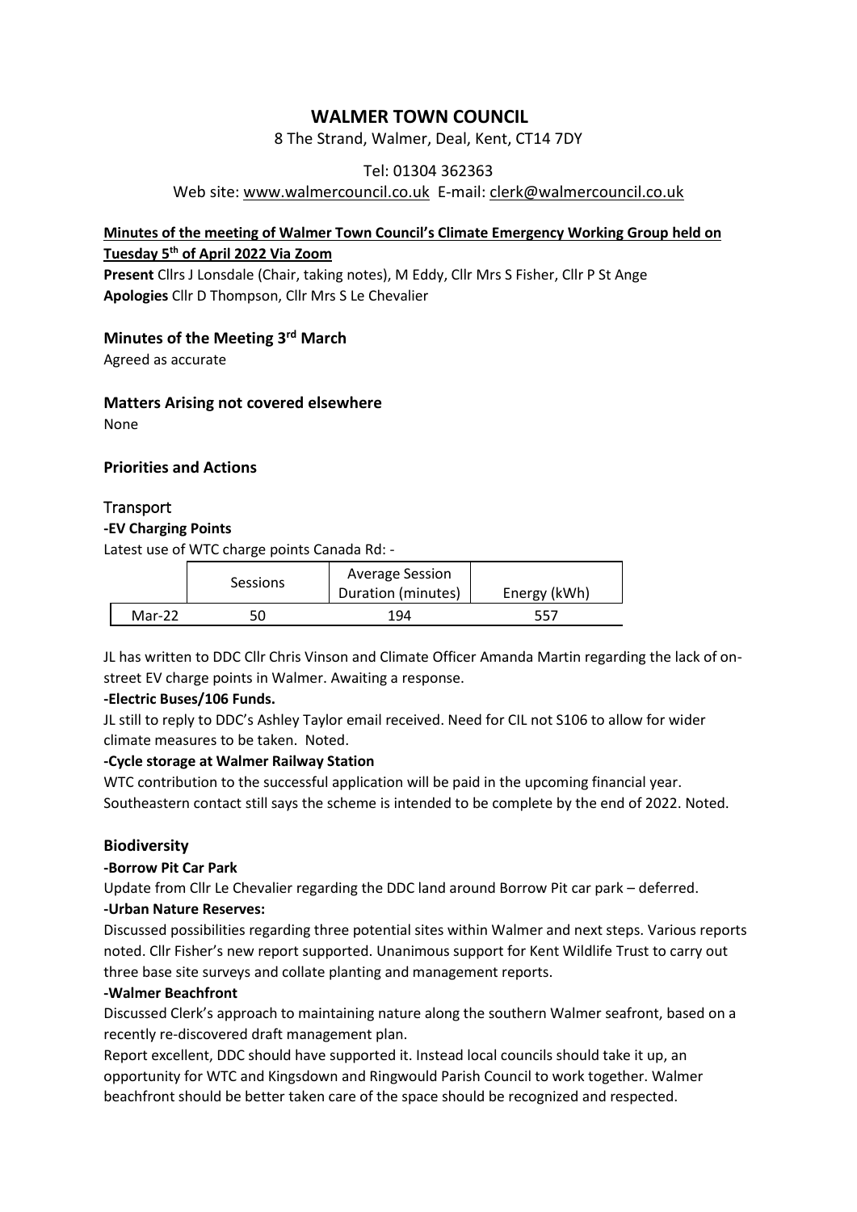# WALMER TOWN COUNCIL

8 The Strand, Walmer, Deal, Kent, CT14 7DY

Tel: 01304 362363

Web site: www.walmercouncil.co.uk E-mail: clerk@walmercouncil.co.uk

**Minutes of the meeting of Walmer Town Council's Climate Emergency Working Group held on Tuesday 5th of April 2022 Via Zoom**

**Present** Cllrs J Lonsdale (Chair, taking notes), M Eddy, Cllr Mrs S Fisher, Cllr P St Ange
**Apologies** Cllr D Thompson, Cllr Mrs S Le Chevalier

## Minutes of the Meeting 3rd March

Agreed as accurate

## Matters Arising not covered elsewhere

None

## Priorities and Actions

### Transport

**-EV Charging Points**

Latest use of WTC charge points Canada Rd: -

| | Sessions | Average Session Duration (minutes) | Energy (kWh) |
|---|---|---|---|
| Mar-22 | 50 | 194 | 557 |

JL has written to DDC Cllr Chris Vinson and Climate Officer Amanda Martin regarding the lack of on-street EV charge points in Walmer. Awaiting a response.

**-Electric Buses/106 Funds.**

JL still to reply to DDC's Ashley Taylor email received. Need for CIL not S106 to allow for wider climate measures to be taken. Noted.

**-Cycle storage at Walmer Railway Station**

WTC contribution to the successful application will be paid in the upcoming financial year. Southeastern contact still says the scheme is intended to be complete by the end of 2022. Noted.

### Biodiversity

**-Borrow Pit Car Park**

Update from Cllr Le Chevalier regarding the DDC land around Borrow Pit car park – deferred.

**-Urban Nature Reserves:**

Discussed possibilities regarding three potential sites within Walmer and next steps. Various reports noted. Cllr Fisher's new report supported. Unanimous support for Kent Wildlife Trust to carry out three base site surveys and collate planting and management reports.

**-Walmer Beachfront**

Discussed Clerk's approach to maintaining nature along the southern Walmer seafront, based on a recently re-discovered draft management plan.

Report excellent, DDC should have supported it. Instead local councils should take it up, an opportunity for WTC and Kingsdown and Ringwould Parish Council to work together. Walmer beachfront should be better taken care of the space should be recognized and respected.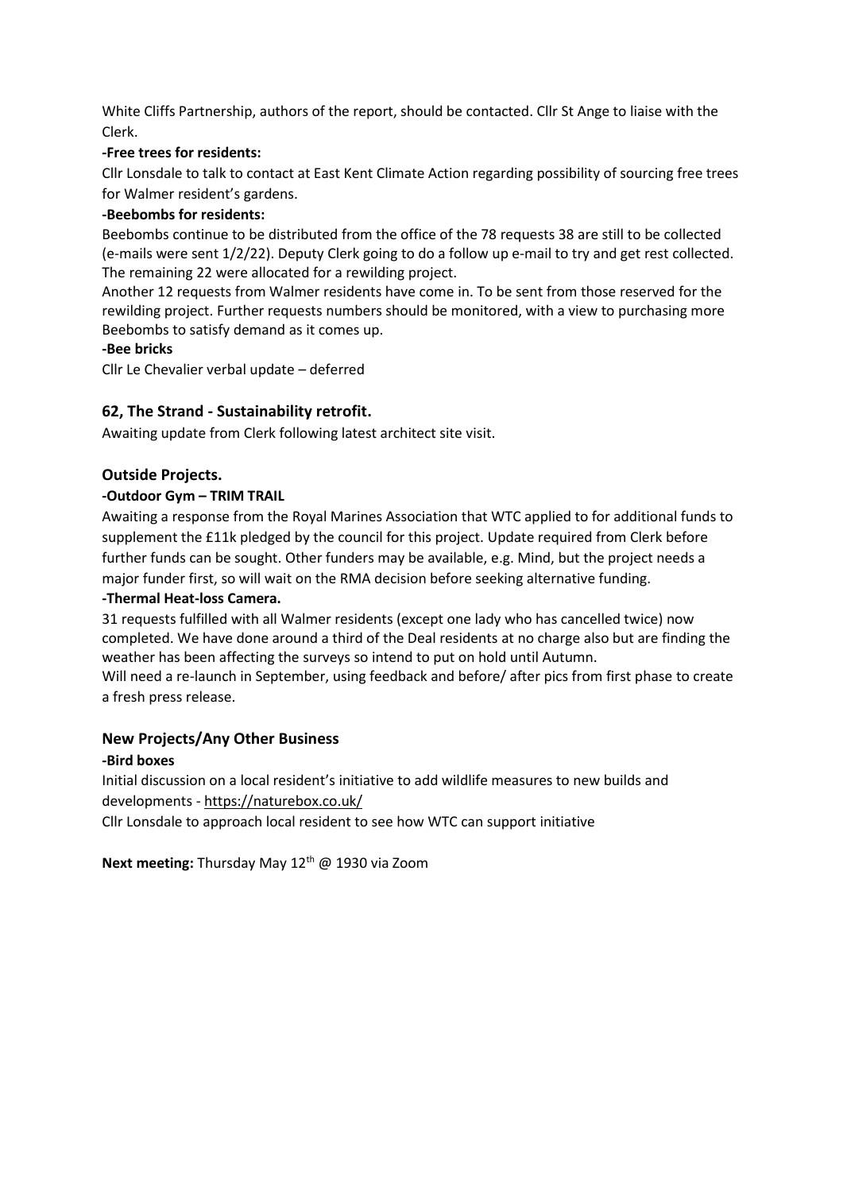White Cliffs Partnership, authors of the report, should be contacted. Cllr St Ange to liaise with the Clerk.

**-Free trees for residents:**

Cllr Lonsdale to talk to contact at East Kent Climate Action regarding possibility of sourcing free trees for Walmer resident's gardens.

**-Beebombs for residents:**

Beebombs continue to be distributed from the office of the 78 requests 38 are still to be collected (e-mails were sent 1/2/22). Deputy Clerk going to do a follow up e-mail to try and get rest collected. The remaining 22 were allocated for a rewilding project.

Another 12 requests from Walmer residents have come in. To be sent from those reserved for the rewilding project. Further requests numbers should be monitored, with a view to purchasing more Beebombs to satisfy demand as it comes up.

**-Bee bricks**

Cllr Le Chevalier verbal update – deferred

### 62, The Strand - Sustainability retrofit.

Awaiting update from Clerk following latest architect site visit.

### Outside Projects.

**-Outdoor Gym – TRIM TRAIL**

Awaiting a response from the Royal Marines Association that WTC applied to for additional funds to supplement the £11k pledged by the council for this project. Update required from Clerk before further funds can be sought. Other funders may be available, e.g. Mind, but the project needs a major funder first, so will wait on the RMA decision before seeking alternative funding.

**-Thermal Heat-loss Camera.**

31 requests fulfilled with all Walmer residents (except one lady who has cancelled twice) now completed. We have done around a third of the Deal residents at no charge also but are finding the weather has been affecting the surveys so intend to put on hold until Autumn.

Will need a re-launch in September, using feedback and before/ after pics from first phase to create a fresh press release.

### New Projects/Any Other Business

**-Bird boxes**

Initial discussion on a local resident's initiative to add wildlife measures to new builds and developments - https://naturebox.co.uk/

Cllr Lonsdale to approach local resident to see how WTC can support initiative

**Next meeting:** Thursday May 12th @ 1930 via Zoom